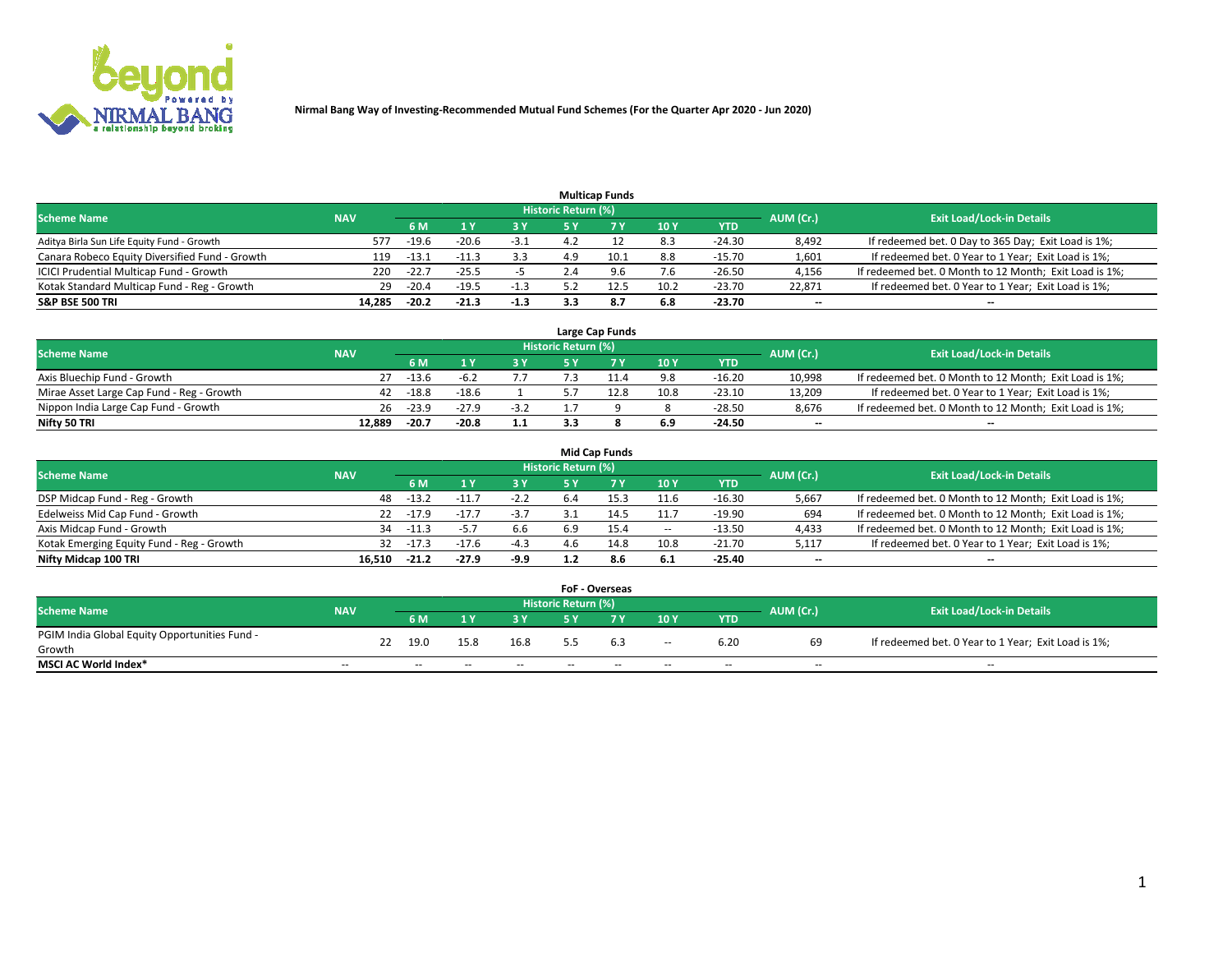**Nirmal Bang Way of Investing-Recommended Mutual Fund Schemes (For the Quarter Apr 2020 - Jun 2020)**

### Multicap Funds

| Scheme Name | NAV | Historic Return (%) | | | | | | | AUM (Cr.) | Exit Load/Lock-in Details |
|---|---|---|---|---|---|---|---|---|---|---|
| | | 6 M | 1 Y | 3 Y | 5 Y | 7 Y | 10 Y | YTD | | |
| Aditya Birla Sun Life Equity Fund - Growth | 577 | -19.6 | -20.6 | -3.1 | 4.2 | 12 | 8.3 | -24.30 | 8,492 | If redeemed bet. 0 Day to 365 Day; Exit Load is 1%; |
| Canara Robeco Equity Diversified Fund - Growth | 119 | -13.1 | -11.3 | 3.3 | 4.9 | 10.1 | 8.8 | -15.70 | 1,601 | If redeemed bet. 0 Year to 1 Year; Exit Load is 1%; |
| ICICI Prudential Multicap Fund - Growth | 220 | -22.7 | -25.5 | -5 | 2.4 | 9.6 | 7.6 | -26.50 | 4,156 | If redeemed bet. 0 Month to 12 Month; Exit Load is 1%; |
| Kotak Standard Multicap Fund - Reg - Growth | 29 | -20.4 | -19.5 | -1.3 | 5.2 | 12.5 | 10.2 | -23.70 | 22,871 | If redeemed bet. 0 Year to 1 Year; Exit Load is 1%; |
| **S&P BSE 500 TRI** | **14,285** | **-20.2** | **-21.3** | **-1.3** | **3.3** | **8.7** | **6.8** | **-23.70** | **--** | **--** |

### Large Cap Funds

| Scheme Name | NAV | Historic Return (%) | | | | | | | AUM (Cr.) | Exit Load/Lock-in Details |
|---|---|---|---|---|---|---|---|---|---|---|
| | | 6 M | 1 Y | 3 Y | 5 Y | 7 Y | 10 Y | YTD | | |
| Axis Bluechip Fund - Growth | 27 | -13.6 | -6.2 | 7.7 | 7.3 | 11.4 | 9.8 | -16.20 | 10,998 | If redeemed bet. 0 Month to 12 Month; Exit Load is 1%; |
| Mirae Asset Large Cap Fund - Reg - Growth | 42 | -18.8 | -18.6 | 1 | 5.7 | 12.8 | 10.8 | -23.10 | 13,209 | If redeemed bet. 0 Year to 1 Year; Exit Load is 1%; |
| Nippon India Large Cap Fund - Growth | 26 | -23.9 | -27.9 | -3.2 | 1.7 | 9 | 8 | -28.50 | 8,676 | If redeemed bet. 0 Month to 12 Month; Exit Load is 1%; |
| **Nifty 50 TRI** | **12,889** | **-20.7** | **-20.8** | **1.1** | **3.3** | **8** | **6.9** | **-24.50** | **--** | **--** |

### Mid Cap Funds

| Scheme Name | NAV | Historic Return (%) | | | | | | | AUM (Cr.) | Exit Load/Lock-in Details |
|---|---|---|---|---|---|---|---|---|---|---|
| | | 6 M | 1 Y | 3 Y | 5 Y | 7 Y | 10 Y | YTD | | |
| DSP Midcap Fund - Reg - Growth | 48 | -13.2 | -11.7 | -2.2 | 6.4 | 15.3 | 11.6 | -16.30 | 5,667 | If redeemed bet. 0 Month to 12 Month; Exit Load is 1%; |
| Edelweiss Mid Cap Fund - Growth | 22 | -17.9 | -17.7 | -3.7 | 3.1 | 14.5 | 11.7 | -19.90 | 694 | If redeemed bet. 0 Month to 12 Month; Exit Load is 1%; |
| Axis Midcap Fund - Growth | 34 | -11.3 | -5.7 | 6.6 | 6.9 | 15.4 | -- | -13.50 | 4,433 | If redeemed bet. 0 Month to 12 Month; Exit Load is 1%; |
| Kotak Emerging Equity Fund - Reg - Growth | 32 | -17.3 | -17.6 | -4.3 | 4.6 | 14.8 | 10.8 | -21.70 | 5,117 | If redeemed bet. 0 Year to 1 Year; Exit Load is 1%; |
| **Nifty Midcap 100 TRI** | **16,510** | **-21.2** | **-27.9** | **-9.9** | **1.2** | **8.6** | **6.1** | **-25.40** | **--** | **--** |

### FoF - Overseas

| Scheme Name | NAV | Historic Return (%) | | | | | | | AUM (Cr.) | Exit Load/Lock-in Details |
|---|---|---|---|---|---|---|---|---|---|---|
| | | 6 M | 1 Y | 3 Y | 5 Y | 7 Y | 10 Y | YTD | | |
| PGIM India Global Equity Opportunities Fund - Growth | 22 | 19.0 | 15.8 | 16.8 | 5.5 | 6.3 | -- | 6.20 | 69 | If redeemed bet. 0 Year to 1 Year; Exit Load is 1%; |
| **MSCI AC World Index*** | -- | -- | -- | -- | -- | -- | -- | -- | -- | -- |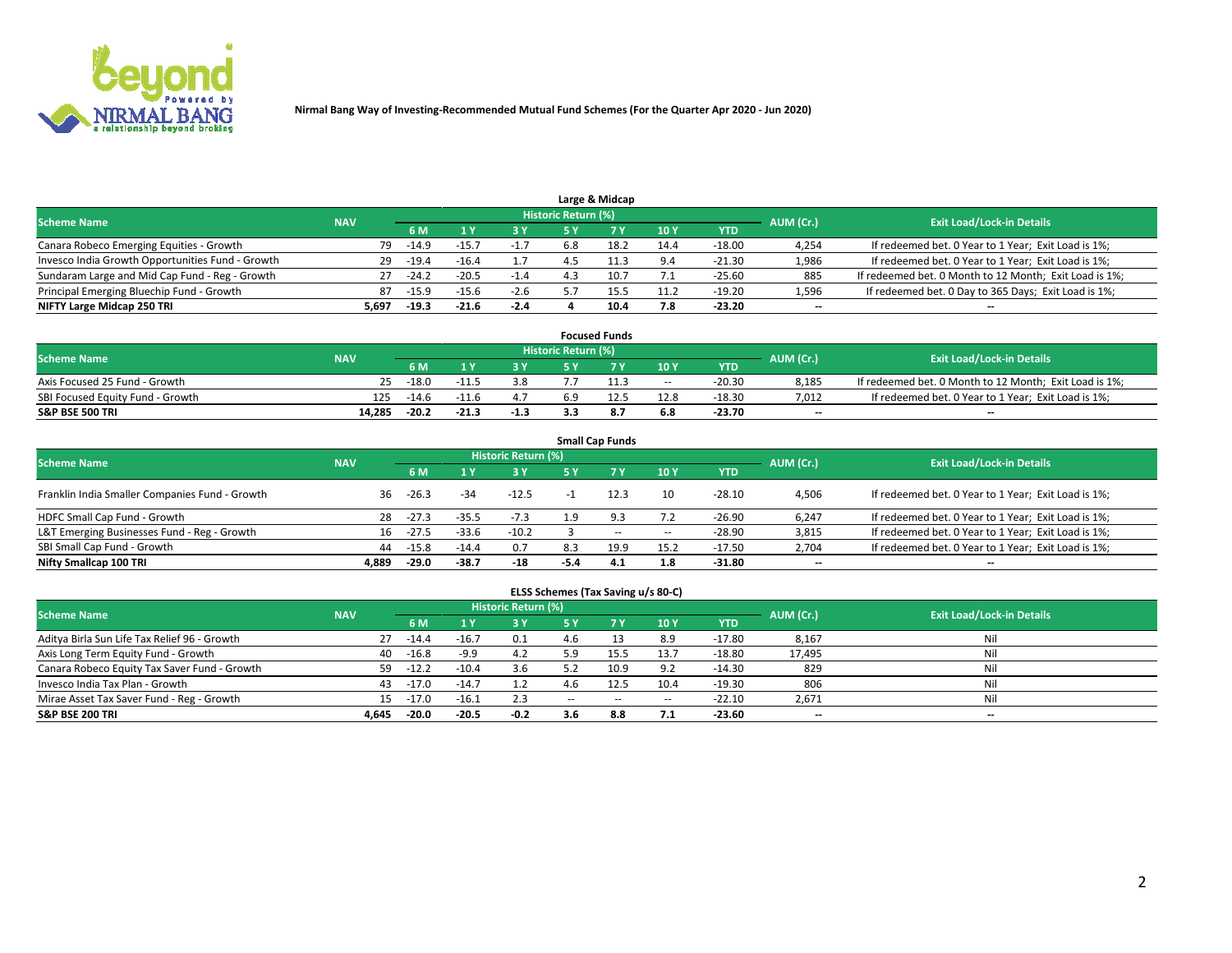**Nirmal Bang Way of Investing-Recommended Mutual Fund Schemes (For the Quarter Apr 2020 - Jun 2020)**

### Large & Midcap

| Scheme Name | NAV | Historic Return (%) | | | | | | | AUM (Cr.) | Exit Load/Lock-in Details |
|---|---|---|---|---|---|---|---|---|---|---|
| | | 6 M | 1 Y | 3 Y | 5 Y | 7 Y | 10 Y | YTD | | |
| Canara Robeco Emerging Equities - Growth | 79 | -14.9 | -15.7 | -1.7 | 6.8 | 18.2 | 14.4 | -18.00 | 4,254 | If redeemed bet. 0 Year to 1 Year; Exit Load is 1%; |
| Invesco India Growth Opportunities Fund - Growth | 29 | -19.4 | -16.4 | 1.7 | 4.5 | 11.3 | 9.4 | -21.30 | 1,986 | If redeemed bet. 0 Year to 1 Year; Exit Load is 1%; |
| Sundaram Large and Mid Cap Fund - Reg - Growth | 27 | -24.2 | -20.5 | -1.4 | 4.3 | 10.7 | 7.1 | -25.60 | 885 | If redeemed bet. 0 Month to 12 Month; Exit Load is 1%; |
| Principal Emerging Bluechip Fund - Growth | 87 | -15.9 | -15.6 | -2.6 | 5.7 | 15.5 | 11.2 | -19.20 | 1,596 | If redeemed bet. 0 Day to 365 Days; Exit Load is 1%; |
| **NIFTY Large Midcap 250 TRI** | **5,697** | **-19.3** | **-21.6** | **-2.4** | **4** | **10.4** | **7.8** | **-23.20** | **--** | **--** |

### Focused Funds

| Scheme Name | NAV | Historic Return (%) | | | | | | | AUM (Cr.) | Exit Load/Lock-in Details |
|---|---|---|---|---|---|---|---|---|---|---|
| | | 6 M | 1 Y | 3 Y | 5 Y | 7 Y | 10 Y | YTD | | |
| Axis Focused 25 Fund - Growth | 25 | -18.0 | -11.5 | 3.8 | 7.7 | 11.3 | -- | -20.30 | 8,185 | If redeemed bet. 0 Month to 12 Month; Exit Load is 1%; |
| SBI Focused Equity Fund - Growth | 125 | -14.6 | -11.6 | 4.7 | 6.9 | 12.5 | 12.8 | -18.30 | 7,012 | If redeemed bet. 0 Year to 1 Year; Exit Load is 1%; |
| **S&P BSE 500 TRI** | **14,285** | **-20.2** | **-21.3** | **-1.3** | **3.3** | **8.7** | **6.8** | **-23.70** | **--** | **--** |

### Small Cap Funds

| Scheme Name | NAV | Historic Return (%) | | | | | | | AUM (Cr.) | Exit Load/Lock-in Details |
|---|---|---|---|---|---|---|---|---|---|---|
| | | 6 M | 1 Y | 3 Y | 5 Y | 7 Y | 10 Y | YTD | | |
| Franklin India Smaller Companies Fund - Growth | 36 | -26.3 | -34 | -12.5 | -1 | 12.3 | 10 | -28.10 | 4,506 | If redeemed bet. 0 Year to 1 Year; Exit Load is 1%; |
| HDFC Small Cap Fund - Growth | 28 | -27.3 | -35.5 | -7.3 | 1.9 | 9.3 | 7.2 | -26.90 | 6,247 | If redeemed bet. 0 Year to 1 Year; Exit Load is 1%; |
| L&T Emerging Businesses Fund - Reg - Growth | 16 | -27.5 | -33.6 | -10.2 | 3 | -- | -- | -28.90 | 3,815 | If redeemed bet. 0 Year to 1 Year; Exit Load is 1%; |
| SBI Small Cap Fund - Growth | 44 | -15.8 | -14.4 | 0.7 | 8.3 | 19.9 | 15.2 | -17.50 | 2,704 | If redeemed bet. 0 Year to 1 Year; Exit Load is 1%; |
| **Nifty Smallcap 100 TRI** | **4,889** | **-29.0** | **-38.7** | **-18** | **-5.4** | **4.1** | **1.8** | **-31.80** | **--** | **--** |

### ELSS Schemes (Tax Saving u/s 80-C)

| Scheme Name | NAV | Historic Return (%) | | | | | | | AUM (Cr.) | Exit Load/Lock-in Details |
|---|---|---|---|---|---|---|---|---|---|---|
| | | 6 M | 1 Y | 3 Y | 5 Y | 7 Y | 10 Y | YTD | | |
| Aditya Birla Sun Life Tax Relief 96 - Growth | 27 | -14.4 | -16.7 | 0.1 | 4.6 | 13 | 8.9 | -17.80 | 8,167 | Nil |
| Axis Long Term Equity Fund - Growth | 40 | -16.8 | -9.9 | 4.2 | 5.9 | 15.5 | 13.7 | -18.80 | 17,495 | Nil |
| Canara Robeco Equity Tax Saver Fund - Growth | 59 | -12.2 | -10.4 | 3.6 | 5.2 | 10.9 | 9.2 | -14.30 | 829 | Nil |
| Invesco India Tax Plan - Growth | 43 | -17.0 | -14.7 | 1.2 | 4.6 | 12.5 | 10.4 | -19.30 | 806 | Nil |
| Mirae Asset Tax Saver Fund - Reg - Growth | 15 | -17.0 | -16.1 | 2.3 | -- | -- | -- | -22.10 | 2,671 | Nil |
| **S&P BSE 200 TRI** | **4,645** | **-20.0** | **-20.5** | **-0.2** | **3.6** | **8.8** | **7.1** | **-23.60** | **--** | **--** |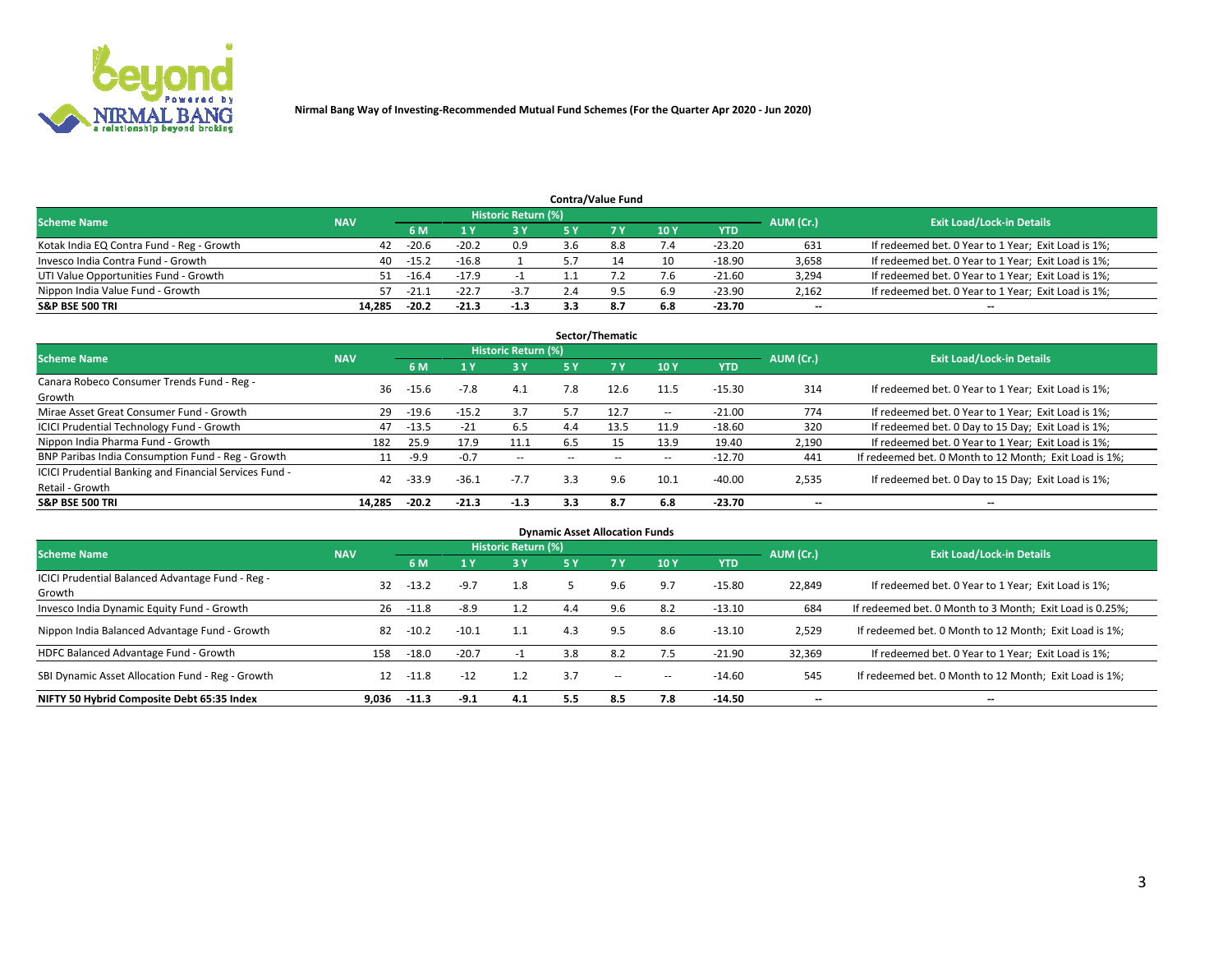Nirmal Bang Way of Investing-Recommended Mutual Fund Schemes (For the Quarter Apr 2020 - Jun 2020)

### Contra/Value Fund

| Scheme Name | NAV | Historic Return (%) | | | | | | | AUM (Cr.) | Exit Load/Lock-in Details |
|---|---|---|---|---|---|---|---|---|---|---|
| | | 6 M | 1 Y | 3 Y | 5 Y | 7 Y | 10 Y | YTD | | |
| Kotak India EQ Contra Fund - Reg - Growth | 42 | -20.6 | -20.2 | 0.9 | 3.6 | 8.8 | 7.4 | -23.20 | 631 | If redeemed bet. 0 Year to 1 Year; Exit Load is 1%; |
| Invesco India Contra Fund - Growth | 40 | -15.2 | -16.8 | 1 | 5.7 | 14 | 10 | -18.90 | 3,658 | If redeemed bet. 0 Year to 1 Year; Exit Load is 1%; |
| UTI Value Opportunities Fund - Growth | 51 | -16.4 | -17.9 | -1 | 1.1 | 7.2 | 7.6 | -21.60 | 3,294 | If redeemed bet. 0 Year to 1 Year; Exit Load is 1%; |
| Nippon India Value Fund - Growth | 57 | -21.1 | -22.7 | -3.7 | 2.4 | 9.5 | 6.9 | -23.90 | 2,162 | If redeemed bet. 0 Year to 1 Year; Exit Load is 1%; |
| **S&P BSE 500 TRI** | **14,285** | **-20.2** | **-21.3** | **-1.3** | **3.3** | **8.7** | **6.8** | **-23.70** | **--** | **--** |

### Sector/Thematic

| Scheme Name | NAV | Historic Return (%) | | | | | | | AUM (Cr.) | Exit Load/Lock-in Details |
|---|---|---|---|---|---|---|---|---|---|---|
| | | 6 M | 1 Y | 3 Y | 5 Y | 7 Y | 10 Y | YTD | | |
| Canara Robeco Consumer Trends Fund - Reg - Growth | 36 | -15.6 | -7.8 | 4.1 | 7.8 | 12.6 | 11.5 | -15.30 | 314 | If redeemed bet. 0 Year to 1 Year; Exit Load is 1%; |
| Mirae Asset Great Consumer Fund - Growth | 29 | -19.6 | -15.2 | 3.7 | 5.7 | 12.7 | -- | -21.00 | 774 | If redeemed bet. 0 Year to 1 Year; Exit Load is 1%; |
| ICICI Prudential Technology Fund - Growth | 47 | -13.5 | -21 | 6.5 | 4.4 | 13.5 | 11.9 | -18.60 | 320 | If redeemed bet. 0 Day to 15 Day; Exit Load is 1%; |
| Nippon India Pharma Fund - Growth | 182 | 25.9 | 17.9 | 11.1 | 6.5 | 15 | 13.9 | 19.40 | 2,190 | If redeemed bet. 0 Year to 1 Year; Exit Load is 1%; |
| BNP Paribas India Consumption Fund - Reg - Growth | 11 | -9.9 | -0.7 | -- | -- | -- | -- | -12.70 | 441 | If redeemed bet. 0 Month to 12 Month; Exit Load is 1%; |
| ICICI Prudential Banking and Financial Services Fund - Retail - Growth | 42 | -33.9 | -36.1 | -7.7 | 3.3 | 9.6 | 10.1 | -40.00 | 2,535 | If redeemed bet. 0 Day to 15 Day; Exit Load is 1%; |
| **S&P BSE 500 TRI** | **14,285** | **-20.2** | **-21.3** | **-1.3** | **3.3** | **8.7** | **6.8** | **-23.70** | **--** | **--** |

### Dynamic Asset Allocation Funds

| Scheme Name | NAV | Historic Return (%) | | | | | | | AUM (Cr.) | Exit Load/Lock-in Details |
|---|---|---|---|---|---|---|---|---|---|---|
| | | 6 M | 1 Y | 3 Y | 5 Y | 7 Y | 10 Y | YTD | | |
| ICICI Prudential Balanced Advantage Fund - Reg - Growth | 32 | -13.2 | -9.7 | 1.8 | 5 | 9.6 | 9.7 | -15.80 | 22,849 | If redeemed bet. 0 Year to 1 Year; Exit Load is 1%; |
| Invesco India Dynamic Equity Fund - Growth | 26 | -11.8 | -8.9 | 1.2 | 4.4 | 9.6 | 8.2 | -13.10 | 684 | If redeemed bet. 0 Month to 3 Month; Exit Load is 0.25%; |
| Nippon India Balanced Advantage Fund - Growth | 82 | -10.2 | -10.1 | 1.1 | 4.3 | 9.5 | 8.6 | -13.10 | 2,529 | If redeemed bet. 0 Month to 12 Month; Exit Load is 1%; |
| HDFC Balanced Advantage Fund - Growth | 158 | -18.0 | -20.7 | -1 | 3.8 | 8.2 | 7.5 | -21.90 | 32,369 | If redeemed bet. 0 Year to 1 Year; Exit Load is 1%; |
| SBI Dynamic Asset Allocation Fund - Reg - Growth | 12 | -11.8 | -12 | 1.2 | 3.7 | -- | -- | -14.60 | 545 | If redeemed bet. 0 Month to 12 Month; Exit Load is 1%; |
| **NIFTY 50 Hybrid Composite Debt 65:35 Index** | **9,036** | **-11.3** | **-9.1** | **4.1** | **5.5** | **8.5** | **7.8** | **-14.50** | **--** | **--** |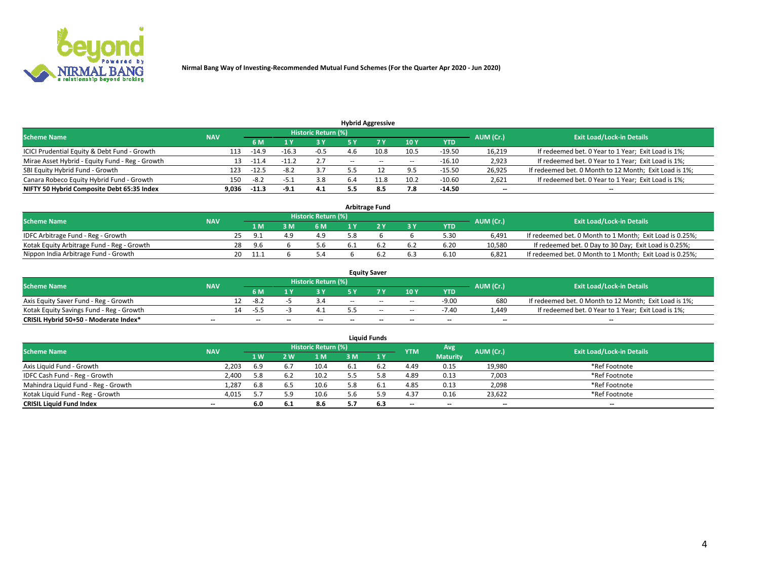**Nirmal Bang Way of Investing-Recommended Mutual Fund Schemes (For the Quarter Apr 2020 - Jun 2020)**

## Hybrid Aggressive

| Scheme Name | NAV | Historic Return (%) | | | | | | | AUM (Cr.) | Exit Load/Lock-in Details |
|---|---|---|---|---|---|---|---|---|---|---|
| | | 6 M | 1 Y | 3 Y | 5 Y | 7 Y | 10 Y | YTD | | |
| ICICI Prudential Equity & Debt Fund - Growth | 113 | -14.9 | -16.3 | -0.5 | 4.6 | 10.8 | 10.5 | -19.50 | 16,219 | If redeemed bet. 0 Year to 1 Year; Exit Load is 1%; |
| Mirae Asset Hybrid - Equity Fund - Reg - Growth | 13 | -11.4 | -11.2 | 2.7 | -- | -- | -- | -16.10 | 2,923 | If redeemed bet. 0 Year to 1 Year; Exit Load is 1%; |
| SBI Equity Hybrid Fund - Growth | 123 | -12.5 | -8.2 | 3.7 | 5.5 | 12 | 9.5 | -15.50 | 26,925 | If redeemed bet. 0 Month to 12 Month; Exit Load is 1%; |
| Canara Robeco Equity Hybrid Fund - Growth | 150 | -8.2 | -5.1 | 3.8 | 6.4 | 11.8 | 10.2 | -10.60 | 2,621 | If redeemed bet. 0 Year to 1 Year; Exit Load is 1%; |
| **NIFTY 50 Hybrid Composite Debt 65:35 Index** | **9,036** | **-11.3** | **-9.1** | **4.1** | **5.5** | **8.5** | **7.8** | **-14.50** | **--** | **--** |

## Arbitrage Fund

| Scheme Name | NAV | Historic Return (%) | | | | | | | AUM (Cr.) | Exit Load/Lock-in Details |
|---|---|---|---|---|---|---|---|---|---|---|
| | | 1 M | 3 M | 6 M | 1 Y | 2 Y | 3 Y | YTD | | |
| IDFC Arbitrage Fund - Reg - Growth | 25 | 9.1 | 4.9 | 4.9 | 5.8 | 6 | 6 | 5.30 | 6,491 | If redeemed bet. 0 Month to 1 Month; Exit Load is 0.25%; |
| Kotak Equity Arbitrage Fund - Reg - Growth | 28 | 9.6 | 6 | 5.6 | 6.1 | 6.2 | 6.2 | 6.20 | 10,580 | If redeemed bet. 0 Day to 30 Day; Exit Load is 0.25%; |
| Nippon India Arbitrage Fund - Growth | 20 | 11.1 | 6 | 5.4 | 6 | 6.2 | 6.3 | 6.10 | 6,821 | If redeemed bet. 0 Month to 1 Month; Exit Load is 0.25%; |

## Equity Saver

| Scheme Name | NAV | Historic Return (%) | | | | | | | AUM (Cr.) | Exit Load/Lock-in Details |
|---|---|---|---|---|---|---|---|---|---|---|
| | | 6 M | 1 Y | 3 Y | 5 Y | 7 Y | 10 Y | YTD | | |
| Axis Equity Saver Fund - Reg - Growth | 12 | -8.2 | -5 | 3.4 | -- | -- | -- | -9.00 | 680 | If redeemed bet. 0 Month to 12 Month; Exit Load is 1%; |
| Kotak Equity Savings Fund - Reg - Growth | 14 | -5.5 | -3 | 4.1 | 5.5 | -- | -- | -7.40 | 1,449 | If redeemed bet. 0 Year to 1 Year; Exit Load is 1%; |
| **CRISIL Hybrid 50+50 - Moderate Index*** | **--** | **--** | **--** | **--** | **--** | **--** | **--** | **--** | **--** | **--** |

## Liquid Funds

| Scheme Name | NAV | Historic Return (%) | | | | | YTM | Avg Maturity | AUM (Cr.) | Exit Load/Lock-in Details |
|---|---|---|---|---|---|---|---|---|---|---|
| | | 1 W | 2 W | 1 M | 3 M | 1 Y | | | | |
| Axis Liquid Fund - Growth | 2,203 | 6.9 | 6.7 | 10.4 | 6.1 | 6.2 | 4.49 | 0.15 | 19,980 | *Ref Footnote |
| IDFC Cash Fund - Reg - Growth | 2,400 | 5.8 | 6.2 | 10.2 | 5.5 | 5.8 | 4.89 | 0.13 | 7,003 | *Ref Footnote |
| Mahindra Liquid Fund - Reg - Growth | 1,287 | 6.8 | 6.5 | 10.6 | 5.8 | 6.1 | 4.85 | 0.13 | 2,098 | *Ref Footnote |
| Kotak Liquid Fund - Reg - Growth | 4,015 | 5.7 | 5.9 | 10.6 | 5.6 | 5.9 | 4.37 | 0.16 | 23,622 | *Ref Footnote |
| **CRISIL Liquid Fund Index** | **--** | **6.0** | **6.1** | **8.6** | **5.7** | **6.3** | **--** | **--** | **--** | **--** |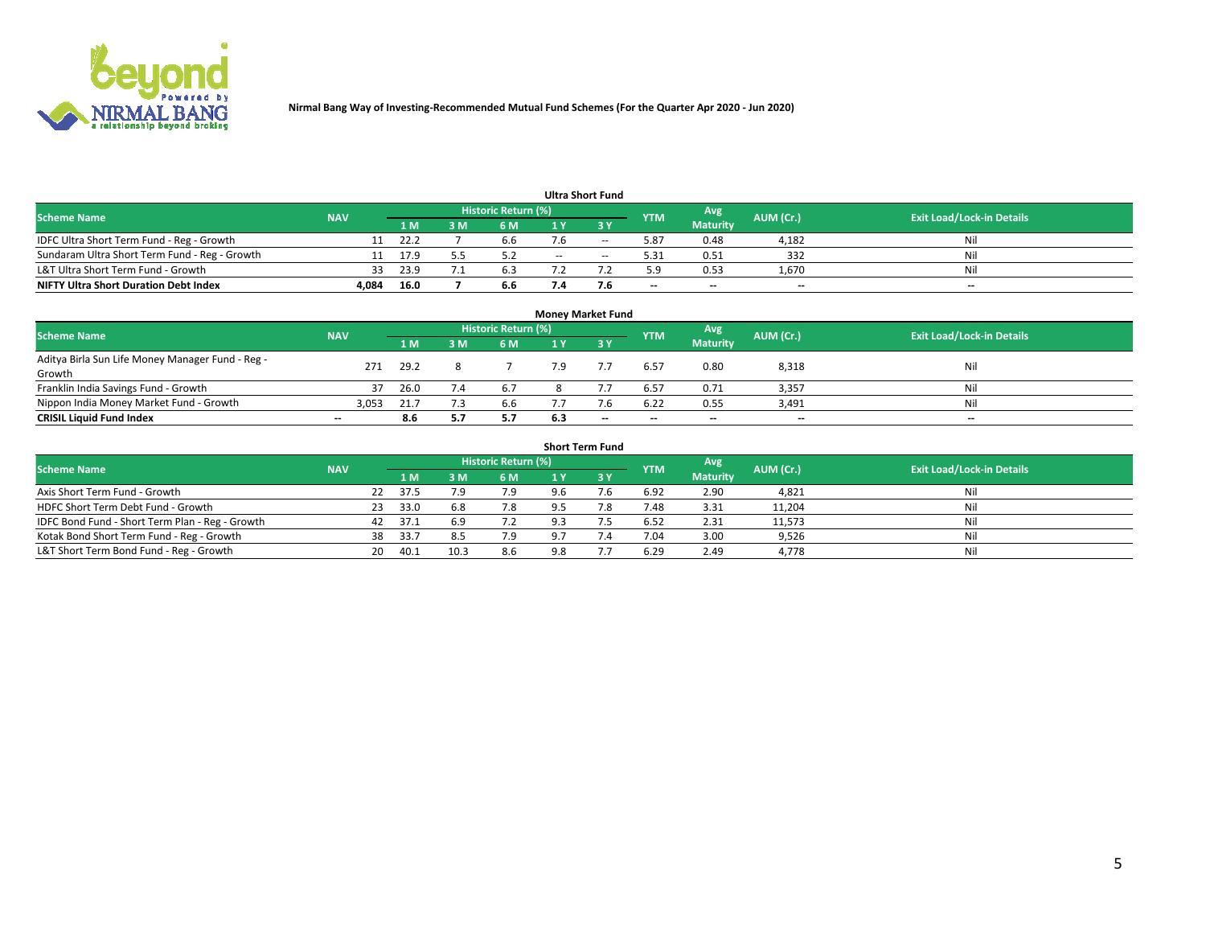# Nirmal Bang Way of Investing-Recommended Mutual Fund Schemes (For the Quarter Apr 2020 - Jun 2020)

## Ultra Short Fund

| Scheme Name | NAV | Historic Return (%) | | | | | YTM | Avg Maturity | AUM (Cr.) | Exit Load/Lock-in Details |
|---|---|---|---|---|---|---|---|---|---|---|
| | | 1 M | 3 M | 6 M | 1 Y | 3 Y | | | | |
| IDFC Ultra Short Term Fund - Reg - Growth | 11 | 22.2 | 7 | 6.6 | 7.6 | -- | 5.87 | 0.48 | 4,182 | Nil |
| Sundaram Ultra Short Term Fund - Reg - Growth | 11 | 17.9 | 5.5 | 5.2 | -- | -- | 5.31 | 0.51 | 332 | Nil |
| L&T Ultra Short Term Fund - Growth | 33 | 23.9 | 7.1 | 6.3 | 7.2 | 7.2 | 5.9 | 0.53 | 1,670 | Nil |
| **NIFTY Ultra Short Duration Debt Index** | **4,084** | **16.0** | **7** | **6.6** | **7.4** | **7.6** | **--** | **--** | **--** | **--** |

## Money Market Fund

| Scheme Name | NAV | Historic Return (%) | | | | | YTM | Avg Maturity | AUM (Cr.) | Exit Load/Lock-in Details |
|---|---|---|---|---|---|---|---|---|---|---|
| | | 1 M | 3 M | 6 M | 1 Y | 3 Y | | | | |
| Aditya Birla Sun Life Money Manager Fund - Reg - Growth | 271 | 29.2 | 8 | 7 | 7.9 | 7.7 | 6.57 | 0.80 | 8,318 | Nil |
| Franklin India Savings Fund - Growth | 37 | 26.0 | 7.4 | 6.7 | 8 | 7.7 | 6.57 | 0.71 | 3,357 | Nil |
| Nippon India Money Market Fund - Growth | 3,053 | 21.7 | 7.3 | 6.6 | 7.7 | 7.6 | 6.22 | 0.55 | 3,491 | Nil |
| **CRISIL Liquid Fund Index** | **--** | **8.6** | **5.7** | **5.7** | **6.3** | **--** | **--** | **--** | **--** | **--** |

## Short Term Fund

| Scheme Name | NAV | Historic Return (%) | | | | | YTM | Avg Maturity | AUM (Cr.) | Exit Load/Lock-in Details |
|---|---|---|---|---|---|---|---|---|---|---|
| | | 1 M | 3 M | 6 M | 1 Y | 3 Y | | | | |
| Axis Short Term Fund - Growth | 22 | 37.5 | 7.9 | 7.9 | 9.6 | 7.6 | 6.92 | 2.90 | 4,821 | Nil |
| HDFC Short Term Debt Fund - Growth | 23 | 33.0 | 6.8 | 7.8 | 9.5 | 7.8 | 7.48 | 3.31 | 11,204 | Nil |
| IDFC Bond Fund - Short Term Plan - Reg - Growth | 42 | 37.1 | 6.9 | 7.2 | 9.3 | 7.5 | 6.52 | 2.31 | 11,573 | Nil |
| Kotak Bond Short Term Fund - Reg - Growth | 38 | 33.7 | 8.5 | 7.9 | 9.7 | 7.4 | 7.04 | 3.00 | 9,526 | Nil |
| L&T Short Term Bond Fund - Reg - Growth | 20 | 40.1 | 10.3 | 8.6 | 9.8 | 7.7 | 6.29 | 2.49 | 4,778 | Nil |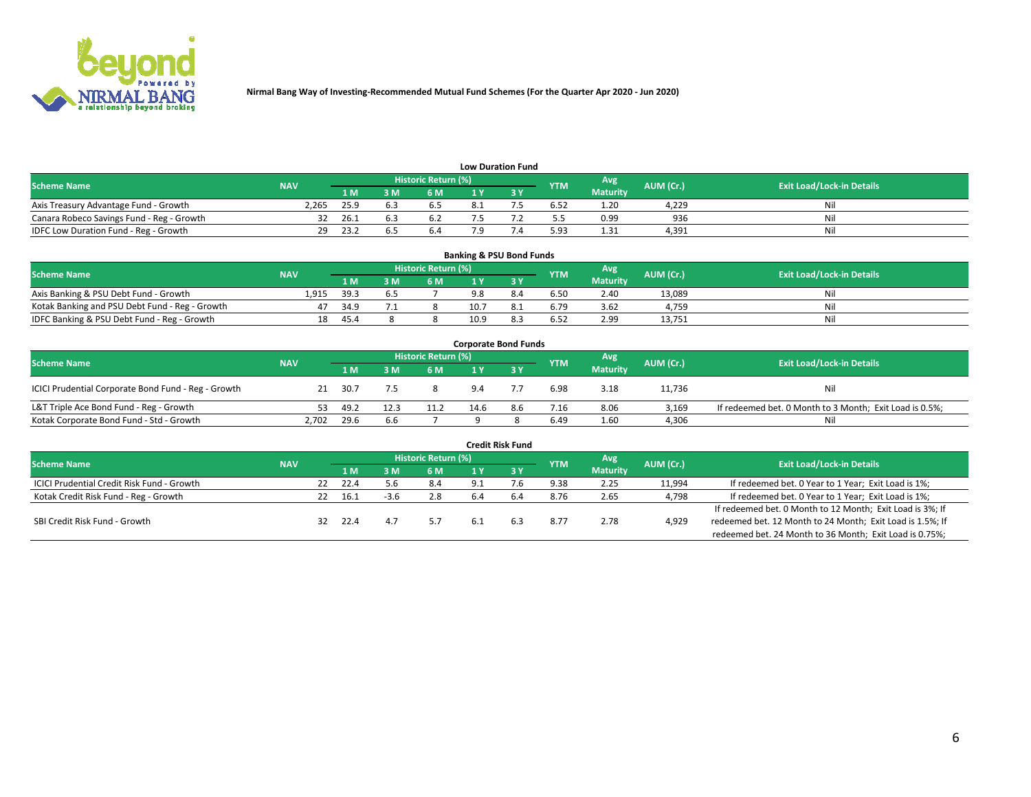Nirmal Bang Way of Investing-Recommended Mutual Fund Schemes (For the Quarter Apr 2020 - Jun 2020)

## Low Duration Fund

| Scheme Name | NAV | Historic Return (%) | | | | | YTM | Avg Maturity | AUM (Cr.) | Exit Load/Lock-in Details |
|---|---|---|---|---|---|---|---|---|---|---|
| | | 1 M | 3 M | 6 M | 1 Y | 3 Y | | | | |
| Axis Treasury Advantage Fund - Growth | 2,265 | 25.9 | 6.3 | 6.5 | 8.1 | 7.5 | 6.52 | 1.20 | 4,229 | Nil |
| Canara Robeco Savings Fund - Reg - Growth | 32 | 26.1 | 6.3 | 6.2 | 7.5 | 7.2 | 5.5 | 0.99 | 936 | Nil |
| IDFC Low Duration Fund - Reg - Growth | 29 | 23.2 | 6.5 | 6.4 | 7.9 | 7.4 | 5.93 | 1.31 | 4,391 | Nil |

## Banking & PSU Bond Funds

| Scheme Name | NAV | Historic Return (%) | | | | | YTM | Avg Maturity | AUM (Cr.) | Exit Load/Lock-in Details |
|---|---|---|---|---|---|---|---|---|---|---|
| | | 1 M | 3 M | 6 M | 1 Y | 3 Y | | | | |
| Axis Banking & PSU Debt Fund - Growth | 1,915 | 39.3 | 6.5 | 7 | 9.8 | 8.4 | 6.50 | 2.40 | 13,089 | Nil |
| Kotak Banking and PSU Debt Fund - Reg - Growth | 47 | 34.9 | 7.1 | 8 | 10.7 | 8.1 | 6.79 | 3.62 | 4,759 | Nil |
| IDFC Banking & PSU Debt Fund - Reg - Growth | 18 | 45.4 | 8 | 8 | 10.9 | 8.3 | 6.52 | 2.99 | 13,751 | Nil |

## Corporate Bond Funds

| Scheme Name | NAV | Historic Return (%) | | | | | YTM | Avg Maturity | AUM (Cr.) | Exit Load/Lock-in Details |
|---|---|---|---|---|---|---|---|---|---|---|
| | | 1 M | 3 M | 6 M | 1 Y | 3 Y | | | | |
| ICICI Prudential Corporate Bond Fund - Reg - Growth | 21 | 30.7 | 7.5 | 8 | 9.4 | 7.7 | 6.98 | 3.18 | 11,736 | Nil |
| L&T Triple Ace Bond Fund - Reg - Growth | 53 | 49.2 | 12.3 | 11.2 | 14.6 | 8.6 | 7.16 | 8.06 | 3,169 | If redeemed bet. 0 Month to 3 Month; Exit Load is 0.5%; |
| Kotak Corporate Bond Fund - Std - Growth | 2,702 | 29.6 | 6.6 | 7 | 9 | 8 | 6.49 | 1.60 | 4,306 | Nil |

## Credit Risk Fund

| Scheme Name | NAV | Historic Return (%) | | | | | YTM | Avg Maturity | AUM (Cr.) | Exit Load/Lock-in Details |
|---|---|---|---|---|---|---|---|---|---|---|
| | | 1 M | 3 M | 6 M | 1 Y | 3 Y | | | | |
| ICICI Prudential Credit Risk Fund - Growth | 22 | 22.4 | 5.6 | 8.4 | 9.1 | 7.6 | 9.38 | 2.25 | 11,994 | If redeemed bet. 0 Year to 1 Year; Exit Load is 1%; |
| Kotak Credit Risk Fund - Reg - Growth | 22 | 16.1 | -3.6 | 2.8 | 6.4 | 6.4 | 8.76 | 2.65 | 4,798 | If redeemed bet. 0 Year to 1 Year; Exit Load is 1%; |
| SBI Credit Risk Fund - Growth | 32 | 22.4 | 4.7 | 5.7 | 6.1 | 6.3 | 8.77 | 2.78 | 4,929 | If redeemed bet. 0 Month to 12 Month; Exit Load is 3%; If redeemed bet. 12 Month to 24 Month; Exit Load is 1.5%; If redeemed bet. 24 Month to 36 Month; Exit Load is 0.75%; |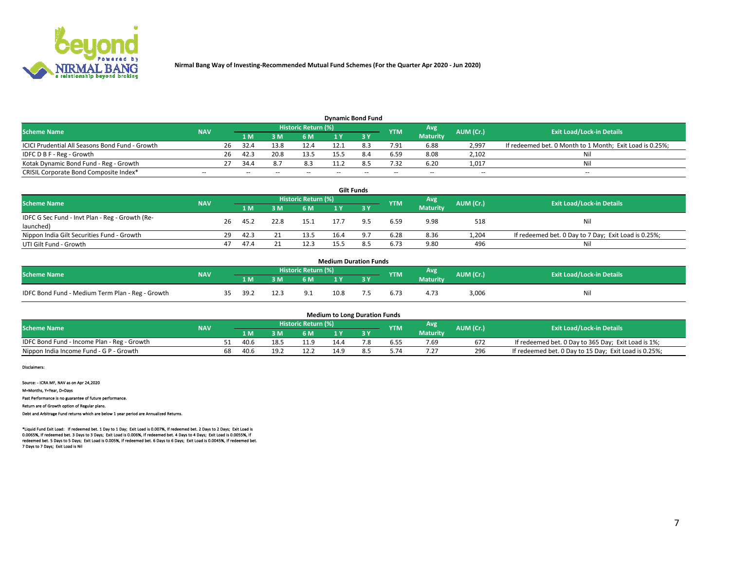Nirmal Bang Way of Investing-Recommended Mutual Fund Schemes (For the Quarter Apr 2020 - Jun 2020)

## Dynamic Bond Fund

| Scheme Name | NAV | Historic Return (%) | | | | | YTM | Avg Maturity | AUM (Cr.) | Exit Load/Lock-in Details |
|---|---|---|---|---|---|---|---|---|---|---|
| | | 1 M | 3 M | 6 M | 1 Y | 3 Y | | | | |
| ICICI Prudential All Seasons Bond Fund - Growth | 26 | 32.4 | 13.8 | 12.4 | 12.1 | 8.3 | 7.91 | 6.88 | 2,997 | If redeemed bet. 0 Month to 1 Month; Exit Load is 0.25%; |
| IDFC D B F - Reg - Growth | 26 | 42.3 | 20.8 | 13.5 | 15.5 | 8.4 | 6.59 | 8.08 | 2,102 | Nil |
| Kotak Dynamic Bond Fund - Reg - Growth | 27 | 34.4 | 8.7 | 8.3 | 11.2 | 8.5 | 7.32 | 6.20 | 1,017 | Nil |
| CRISIL Corporate Bond Composite Index* | -- | -- | -- | -- | -- | -- | -- | -- | -- | -- |

## Gilt Funds

| Scheme Name | NAV | Historic Return (%) | | | | | YTM | Avg Maturity | AUM (Cr.) | Exit Load/Lock-in Details |
|---|---|---|---|---|---|---|---|---|---|---|
| | | 1 M | 3 M | 6 M | 1 Y | 3 Y | | | | |
| IDFC G Sec Fund - Invt Plan - Reg - Growth (Re-launched) | 26 | 45.2 | 22.8 | 15.1 | 17.7 | 9.5 | 6.59 | 9.98 | 518 | Nil |
| Nippon India Gilt Securities Fund - Growth | 29 | 42.3 | 21 | 13.5 | 16.4 | 9.7 | 6.28 | 8.36 | 1,204 | If redeemed bet. 0 Day to 7 Day; Exit Load is 0.25%; |
| UTI Gilt Fund - Growth | 47 | 47.4 | 21 | 12.3 | 15.5 | 8.5 | 6.73 | 9.80 | 496 | Nil |

## Medium Duration Funds

| Scheme Name | NAV | Historic Return (%) | | | | | YTM | Avg Maturity | AUM (Cr.) | Exit Load/Lock-in Details |
|---|---|---|---|---|---|---|---|---|---|---|
| | | 1 M | 3 M | 6 M | 1 Y | 3 Y | | | | |
| IDFC Bond Fund - Medium Term Plan - Reg - Growth | 35 | 39.2 | 12.3 | 9.1 | 10.8 | 7.5 | 6.73 | 4.73 | 3,006 | Nil |

## Medium to Long Duration Funds

| Scheme Name | NAV | Historic Return (%) | | | | | YTM | Avg Maturity | AUM (Cr.) | Exit Load/Lock-in Details |
|---|---|---|---|---|---|---|---|---|---|---|
| | | 1 M | 3 M | 6 M | 1 Y | 3 Y | | | | |
| IDFC Bond Fund - Income Plan - Reg - Growth | 51 | 40.6 | 18.5 | 11.9 | 14.4 | 7.8 | 6.55 | 7.69 | 672 | If redeemed bet. 0 Day to 365 Day; Exit Load is 1%; |
| Nippon India Income Fund - G P - Growth | 68 | 40.6 | 19.2 | 12.2 | 14.9 | 8.5 | 5.74 | 7.27 | 296 | If redeemed bet. 0 Day to 15 Day; Exit Load is 0.25%; |

Disclaimers:

Source: - ICRA MF, NAV as on Apr 24,2020

M=Months, Y=Year, D=Days

Past Performance is no guarantee of future performance.

Return are of Growth option of Regular plans.

Debt and Arbitrage Fund returns which are below 1 year period are Annualized Returns.

*Liquid Fund Exit Load: If redeemed bet. 1 Day to 1 Day; Exit Load is 0.007%, If redeemed bet. 2 Days to 2 Days; Exit Load is 0.0065%, If redeemed bet. 3 Days to 3 Days; Exit Load is 0.006%, If redeemed bet. 4 Days to 4 Days; Exit Load is 0.0055%, If redeemed bet. 5 Days to 5 Days; Exit Load is 0.005%, If redeemed bet. 6 Days to 6 Days; Exit Load is 0.0045%, If redeemed bet. 7 Days to 7 Days; Exit Load is Nil